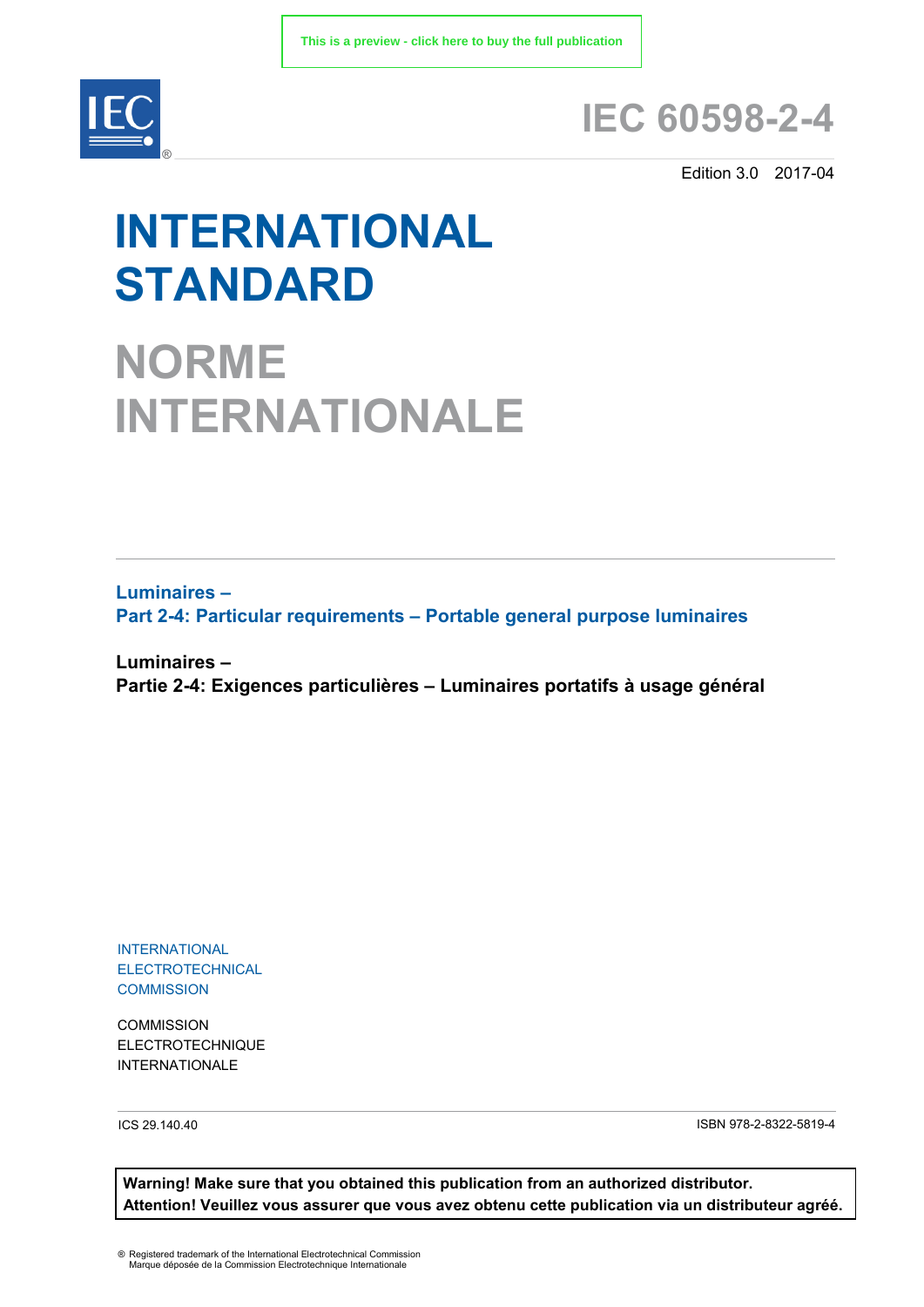This is a preview - click here to buy the full publication

# IEC 60598-2-4

Edition 3.0 2017-04

# INTERNATIONAL STANDARD

# NORME INTERNATIONALE

**Luminaires –**
**Part 2-4: Particular requirements – Portable general purpose luminaires**

**Luminaires –**
**Partie 2-4: Exigences particulières – Luminaires portatifs à usage général**

INTERNATIONAL
ELECTROTECHNICAL
COMMISSION

COMMISSION
ELECTROTECHNIQUE
INTERNATIONALE

ICS 29.140.40

ISBN 978-2-8322-5819-4

**Warning! Make sure that you obtained this publication from an authorized distributor.**
**Attention! Veuillez vous assurer que vous avez obtenu cette publication via un distributeur agréé.**

® Registered trademark of the International Electrotechnical Commission
Marque déposée de la Commission Electrotechnique Internationale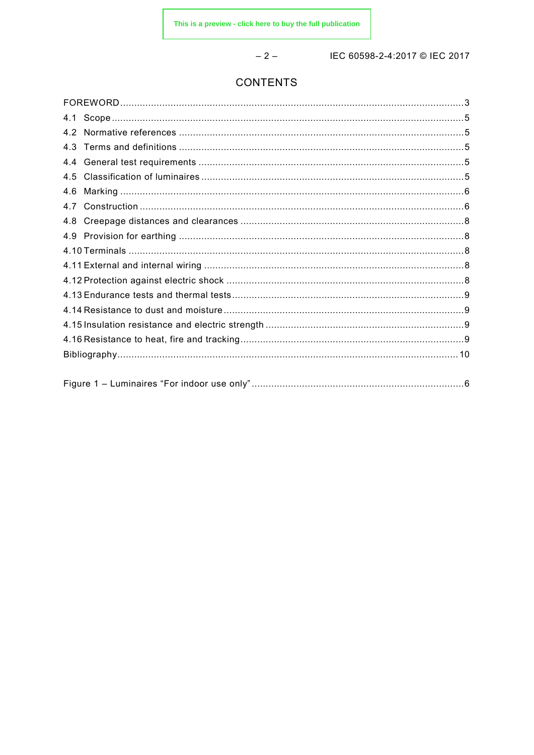# CONTENTS

FOREWORD ........................................................................................................................ 3
4.1 Scope ........................................................................................................................... 5
4.2 Normative references .................................................................................................. 5
4.3 Terms and definitions .................................................................................................. 5
4.4 General test requirements ........................................................................................... 5
4.5 Classification of luminaires .......................................................................................... 5
4.6 Marking ....................................................................................................................... 6
4.7 Construction ................................................................................................................ 6
4.8 Creepage distances and clearances ............................................................................. 8
4.9 Provision for earthing ................................................................................................... 8
4.10 Terminals ................................................................................................................... 8
4.11 External and internal wiring ....................................................................................... 8
4.12 Protection against electric shock ................................................................................ 8
4.13 Endurance tests and thermal tests .............................................................................. 9
4.14 Resistance to dust and moisture ................................................................................. 9
4.15 Insulation resistance and electric strength ................................................................... 9
4.16 Resistance to heat, fire and tracking ........................................................................... 9
Bibliography ...................................................................................................................... 10

Figure 1 – Luminaires "For indoor use only" .......................................................................... 6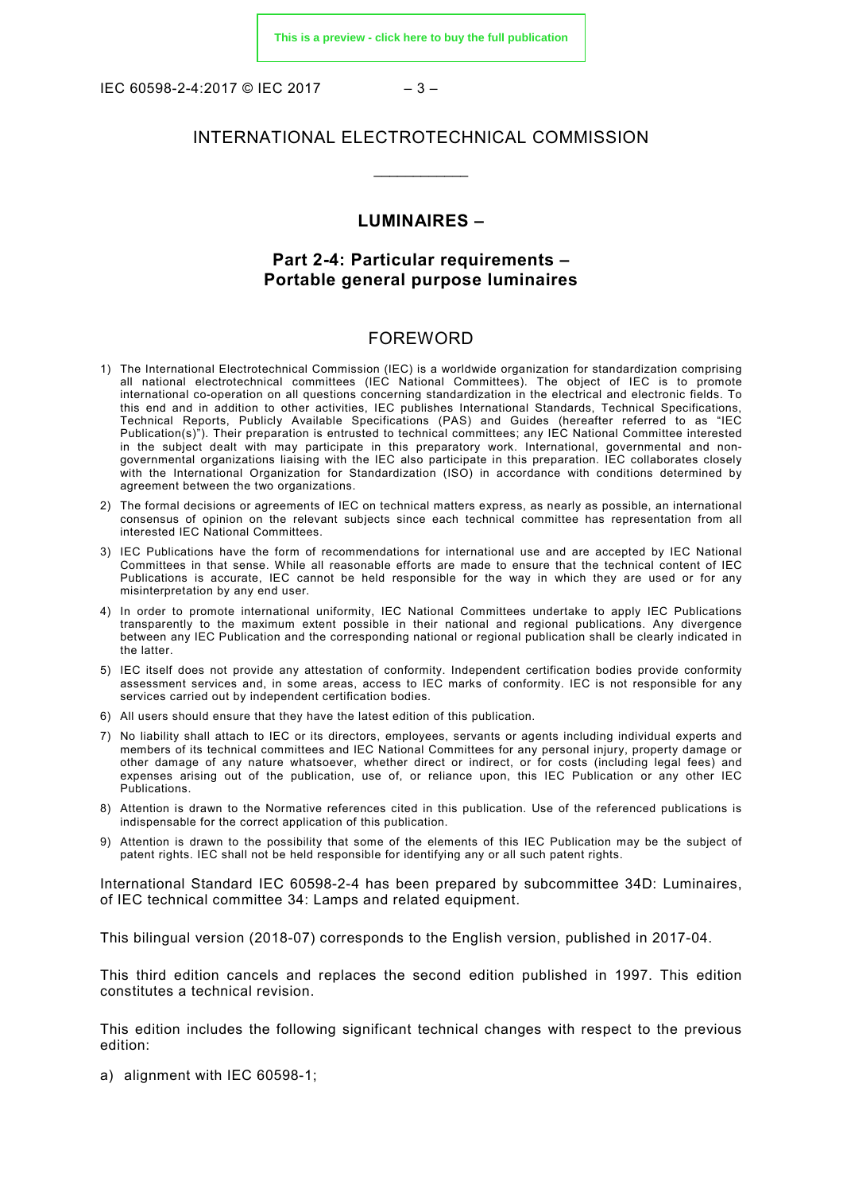# INTERNATIONAL ELECTROTECHNICAL COMMISSION

____________

## LUMINAIRES –

## Part 2-4: Particular requirements – Portable general purpose luminaires

## FOREWORD

1) The International Electrotechnical Commission (IEC) is a worldwide organization for standardization comprising all national electrotechnical committees (IEC National Committees). The object of IEC is to promote international co-operation on all questions concerning standardization in the electrical and electronic fields. To this end and in addition to other activities, IEC publishes International Standards, Technical Specifications, Technical Reports, Publicly Available Specifications (PAS) and Guides (hereafter referred to as "IEC Publication(s)"). Their preparation is entrusted to technical committees; any IEC National Committee interested in the subject dealt with may participate in this preparatory work. International, governmental and non-governmental organizations liaising with the IEC also participate in this preparation. IEC collaborates closely with the International Organization for Standardization (ISO) in accordance with conditions determined by agreement between the two organizations.
2) The formal decisions or agreements of IEC on technical matters express, as nearly as possible, an international consensus of opinion on the relevant subjects since each technical committee has representation from all interested IEC National Committees.
3) IEC Publications have the form of recommendations for international use and are accepted by IEC National Committees in that sense. While all reasonable efforts are made to ensure that the technical content of IEC Publications is accurate, IEC cannot be held responsible for the way in which they are used or for any misinterpretation by any end user.
4) In order to promote international uniformity, IEC National Committees undertake to apply IEC Publications transparently to the maximum extent possible in their national and regional publications. Any divergence between any IEC Publication and the corresponding national or regional publication shall be clearly indicated in the latter.
5) IEC itself does not provide any attestation of conformity. Independent certification bodies provide conformity assessment services and, in some areas, access to IEC marks of conformity. IEC is not responsible for any services carried out by independent certification bodies.
6) All users should ensure that they have the latest edition of this publication.
7) No liability shall attach to IEC or its directors, employees, servants or agents including individual experts and members of its technical committees and IEC National Committees for any personal injury, property damage or other damage of any nature whatsoever, whether direct or indirect, or for costs (including legal fees) and expenses arising out of the publication, use of, or reliance upon, this IEC Publication or any other IEC Publications.
8) Attention is drawn to the Normative references cited in this publication. Use of the referenced publications is indispensable for the correct application of this publication.
9) Attention is drawn to the possibility that some of the elements of this IEC Publication may be the subject of patent rights. IEC shall not be held responsible for identifying any or all such patent rights.

International Standard IEC 60598-2-4 has been prepared by subcommittee 34D: Luminaires, of IEC technical committee 34: Lamps and related equipment.

This bilingual version (2018-07) corresponds to the English version, published in 2017-04.

This third edition cancels and replaces the second edition published in 1997. This edition constitutes a technical revision.

This edition includes the following significant technical changes with respect to the previous edition:

a) alignment with IEC 60598-1;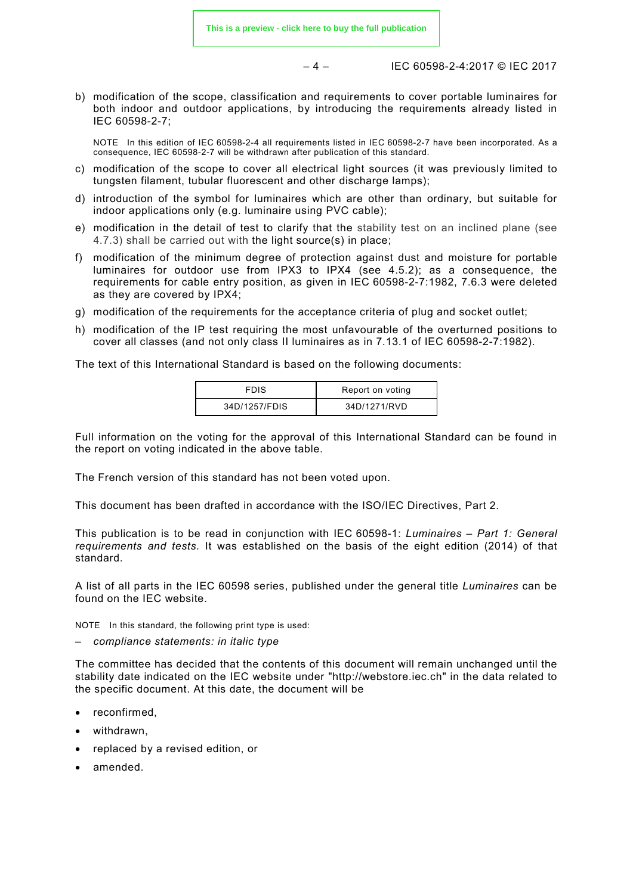b) modification of the scope, classification and requirements to cover portable luminaires for both indoor and outdoor applications, by introducing the requirements already listed in IEC 60598-2-7;

   NOTE In this edition of IEC 60598-2-4 all requirements listed in IEC 60598-2-7 have been incorporated. As a consequence, IEC 60598-2-7 will be withdrawn after publication of this standard.

c) modification of the scope to cover all electrical light sources (it was previously limited to tungsten filament, tubular fluorescent and other discharge lamps);

d) introduction of the symbol for luminaires which are other than ordinary, but suitable for indoor applications only (e.g. luminaire using PVC cable);

e) modification in the detail of test to clarify that the stability test on an inclined plane (see 4.7.3) shall be carried out with the light source(s) in place;

f) modification of the minimum degree of protection against dust and moisture for portable luminaires for outdoor use from IPX3 to IPX4 (see 4.5.2); as a consequence, the requirements for cable entry position, as given in IEC 60598-2-7:1982, 7.6.3 were deleted as they are covered by IPX4;

g) modification of the requirements for the acceptance criteria of plug and socket outlet;

h) modification of the IP test requiring the most unfavourable of the overturned positions to cover all classes (and not only class II luminaires as in 7.13.1 of IEC 60598-2-7:1982).

The text of this International Standard is based on the following documents:

| FDIS | Report on voting |
|---|---|
| 34D/1257/FDIS | 34D/1271/RVD |

Full information on the voting for the approval of this International Standard can be found in the report on voting indicated in the above table.

The French version of this standard has not been voted upon.

This document has been drafted in accordance with the ISO/IEC Directives, Part 2.

This publication is to be read in conjunction with IEC 60598-1: *Luminaires – Part 1: General requirements and tests.* It was established on the basis of the eight edition (2014) of that standard.

A list of all parts in the IEC 60598 series, published under the general title *Luminaires* can be found on the IEC website.

NOTE In this standard, the following print type is used:

– *compliance statements: in italic type*

The committee has decided that the contents of this document will remain unchanged until the stability date indicated on the IEC website under "http://webstore.iec.ch" in the data related to the specific document. At this date, the document will be

- reconfirmed,
- withdrawn,
- replaced by a revised edition, or
- amended.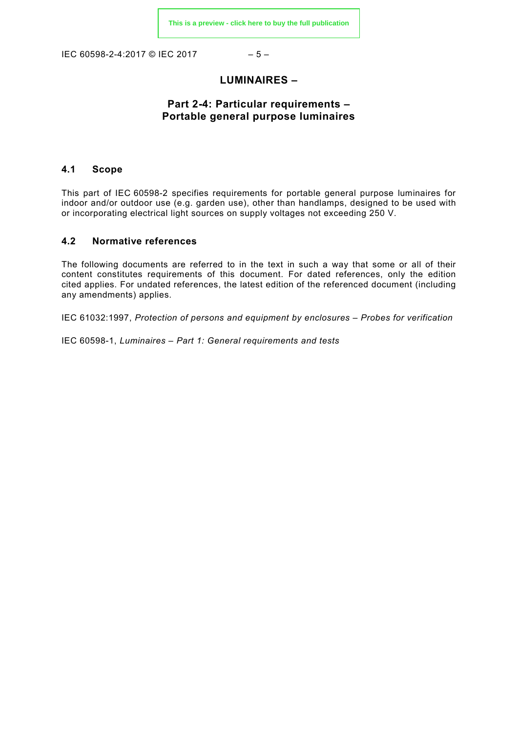# LUMINAIRES –

## Part 2-4: Particular requirements – Portable general purpose luminaires

### 4.1 Scope

This part of IEC 60598-2 specifies requirements for portable general purpose luminaires for indoor and/or outdoor use (e.g. garden use), other than handlamps, designed to be used with or incorporating electrical light sources on supply voltages not exceeding 250 V.

### 4.2 Normative references

The following documents are referred to in the text in such a way that some or all of their content constitutes requirements of this document. For dated references, only the edition cited applies. For undated references, the latest edition of the referenced document (including any amendments) applies.

IEC 61032:1997, *Protection of persons and equipment by enclosures – Probes for verification*

IEC 60598-1, *Luminaires – Part 1: General requirements and tests*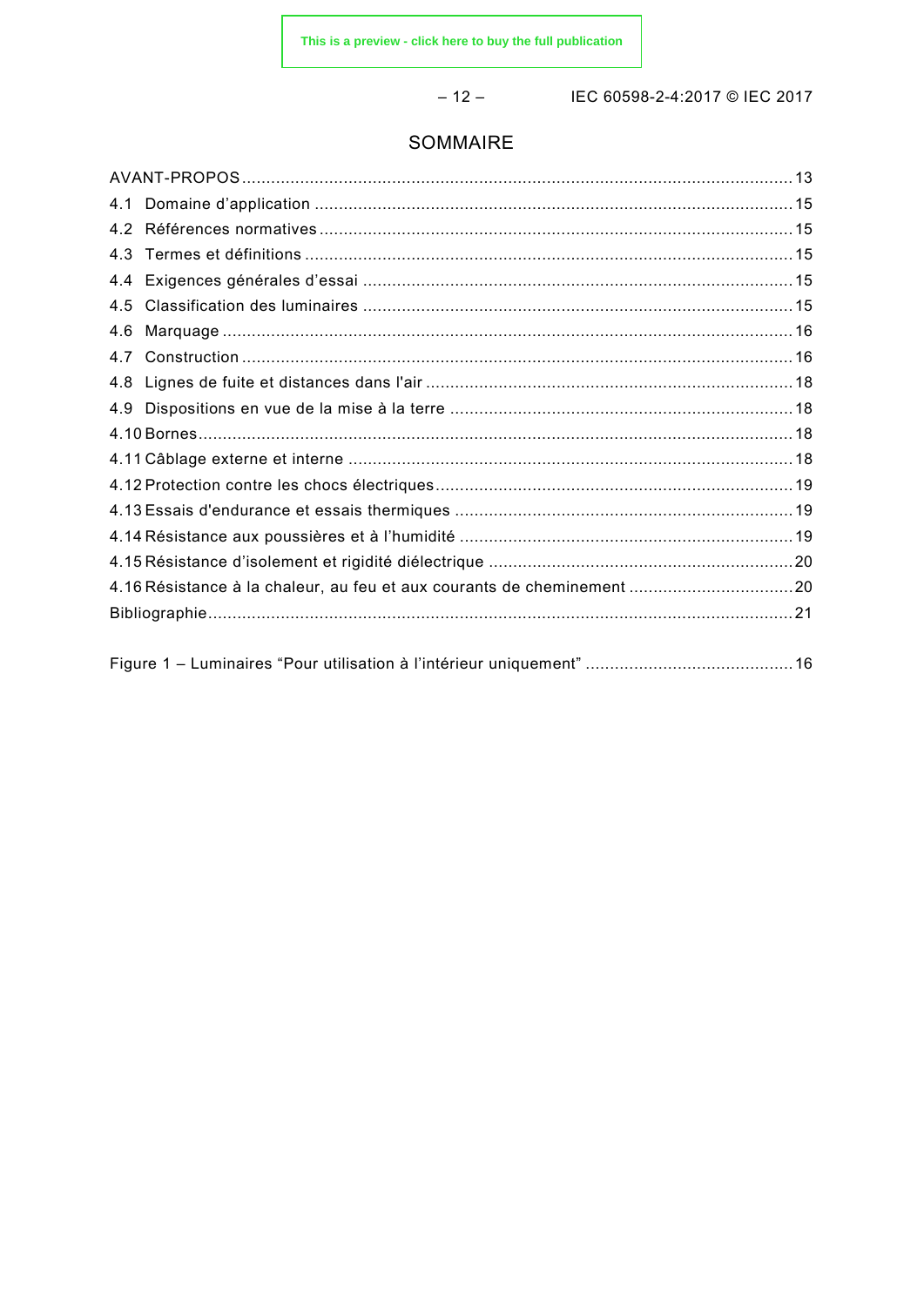# SOMMAIRE

AVANT-PROPOS .......... 13
4.1 Domaine d'application .......... 15
4.2 Références normatives .......... 15
4.3 Termes et définitions .......... 15
4.4 Exigences générales d'essai .......... 15
4.5 Classification des luminaires .......... 15
4.6 Marquage .......... 16
4.7 Construction .......... 16
4.8 Lignes de fuite et distances dans l'air .......... 18
4.9 Dispositions en vue de la mise à la terre .......... 18
4.10 Bornes .......... 18
4.11 Câblage externe et interne .......... 18
4.12 Protection contre les chocs électriques .......... 19
4.13 Essais d'endurance et essais thermiques .......... 19
4.14 Résistance aux poussières et à l'humidité .......... 19
4.15 Résistance d'isolement et rigidité diélectrique .......... 20
4.16 Résistance à la chaleur, au feu et aux courants de cheminement .......... 20
Bibliographie .......... 21

Figure 1 – Luminaires "Pour utilisation à l'intérieur uniquement" .......... 16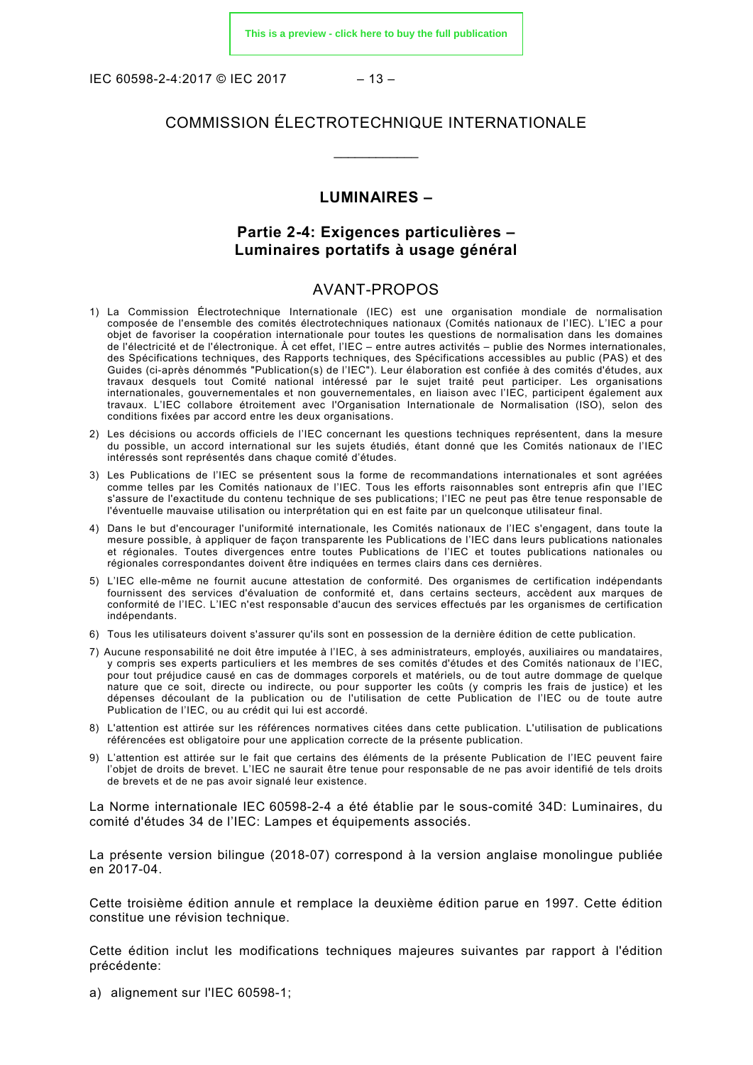# COMMISSION ÉLECTROTECHNIQUE INTERNATIONALE

___________

## LUMINAIRES –

## Partie 2-4: Exigences particulières – Luminaires portatifs à usage général

## AVANT-PROPOS

1) La Commission Électrotechnique Internationale (IEC) est une organisation mondiale de normalisation composée de l'ensemble des comités électrotechniques nationaux (Comités nationaux de l'IEC). L'IEC a pour objet de favoriser la coopération internationale pour toutes les questions de normalisation dans les domaines de l'électricité et de l'électronique. À cet effet, l'IEC – entre autres activités – publie des Normes internationales, des Spécifications techniques, des Rapports techniques, des Spécifications accessibles au public (PAS) et des Guides (ci-après dénommés "Publication(s) de l'IEC"). Leur élaboration est confiée à des comités d'études, aux travaux desquels tout Comité national intéressé par le sujet traité peut participer. Les organisations internationales, gouvernementales et non gouvernementales, en liaison avec l'IEC, participent également aux travaux. L'IEC collabore étroitement avec l'Organisation Internationale de Normalisation (ISO), selon des conditions fixées par accord entre les deux organisations.

2) Les décisions ou accords officiels de l'IEC concernant les questions techniques représentent, dans la mesure du possible, un accord international sur les sujets étudiés, étant donné que les Comités nationaux de l'IEC intéressés sont représentés dans chaque comité d'études.

3) Les Publications de l'IEC se présentent sous la forme de recommandations internationales et sont agréées comme telles par les Comités nationaux de l'IEC. Tous les efforts raisonnables sont entrepris afin que l'IEC s'assure de l'exactitude du contenu technique de ses publications; l'IEC ne peut pas être tenue responsable de l'éventuelle mauvaise utilisation ou interprétation qui en est faite par un quelconque utilisateur final.

4) Dans le but d'encourager l'uniformité internationale, les Comités nationaux de l'IEC s'engagent, dans toute la mesure possible, à appliquer de façon transparente les Publications de l'IEC dans leurs publications nationales et régionales. Toutes divergences entre toutes Publications de l'IEC et toutes publications nationales ou régionales correspondantes doivent être indiquées en termes clairs dans ces dernières.

5) L'IEC elle-même ne fournit aucune attestation de conformité. Des organismes de certification indépendants fournissent des services d'évaluation de conformité et, dans certains secteurs, accèdent aux marques de conformité de l'IEC. L'IEC n'est responsable d'aucun des services effectués par les organismes de certification indépendants.

6) Tous les utilisateurs doivent s'assurer qu'ils sont en possession de la dernière édition de cette publication.

7) Aucune responsabilité ne doit être imputée à l'IEC, à ses administrateurs, employés, auxiliaires ou mandataires, y compris ses experts particuliers et les membres de ses comités d'études et des Comités nationaux de l'IEC, pour tout préjudice causé en cas de dommages corporels et matériels, ou de tout autre dommage de quelque nature que ce soit, directe ou indirecte, ou pour supporter les coûts (y compris les frais de justice) et les dépenses découlant de la publication ou de l'utilisation de cette Publication de l'IEC ou de toute autre Publication de l'IEC, ou au crédit qui lui est accordé.

8) L'attention est attirée sur les références normatives citées dans cette publication. L'utilisation de publications référencées est obligatoire pour une application correcte de la présente publication.

9) L'attention est attirée sur le fait que certains des éléments de la présente Publication de l'IEC peuvent faire l'objet de droits de brevet. L'IEC ne saurait être tenue pour responsable de ne pas avoir identifié de tels droits de brevets et de ne pas avoir signalé leur existence.

La Norme internationale IEC 60598-2-4 a été établie par le sous-comité 34D: Luminaires, du comité d'études 34 de l'IEC: Lampes et équipements associés.

La présente version bilingue (2018-07) correspond à la version anglaise monolingue publiée en 2017-04.

Cette troisième édition annule et remplace la deuxième édition parue en 1997. Cette édition constitue une révision technique.

Cette édition inclut les modifications techniques majeures suivantes par rapport à l'édition précédente:

a) alignement sur l'IEC 60598-1;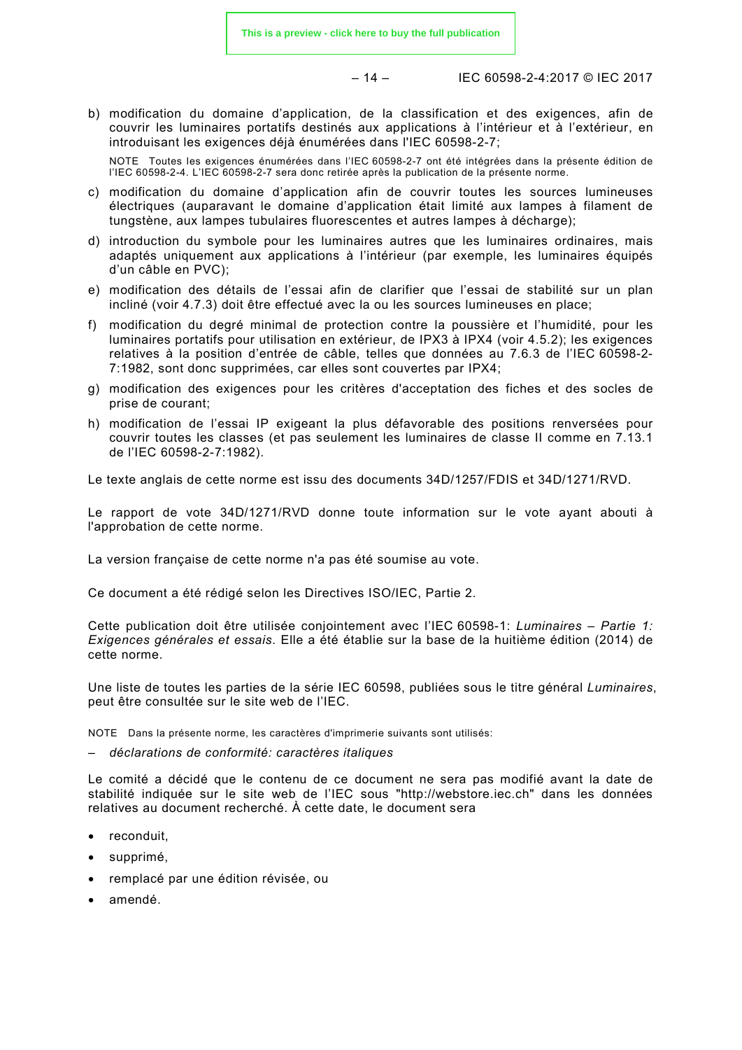b) modification du domaine d'application, de la classification et des exigences, afin de couvrir les luminaires portatifs destinés aux applications à l'intérieur et à l'extérieur, en introduisant les exigences déjà énumérées dans l'IEC 60598-2-7;

   NOTE Toutes les exigences énumérées dans l'IEC 60598-2-7 ont été intégrées dans la présente édition de l'IEC 60598-2-4. L'IEC 60598-2-7 sera donc retirée après la publication de la présente norme.

c) modification du domaine d'application afin de couvrir toutes les sources lumineuses électriques (auparavant le domaine d'application était limité aux lampes à filament de tungstène, aux lampes tubulaires fluorescentes et autres lampes à décharge);

d) introduction du symbole pour les luminaires autres que les luminaires ordinaires, mais adaptés uniquement aux applications à l'intérieur (par exemple, les luminaires équipés d'un câble en PVC);

e) modification des détails de l'essai afin de clarifier que l'essai de stabilité sur un plan incliné (voir 4.7.3) doit être effectué avec la ou les sources lumineuses en place;

f) modification du degré minimal de protection contre la poussière et l'humidité, pour les luminaires portatifs pour utilisation en extérieur, de IPX3 à IPX4 (voir 4.5.2); les exigences relatives à la position d'entrée de câble, telles que données au 7.6.3 de l'IEC 60598-2-7:1982, sont donc supprimées, car elles sont couvertes par IPX4;

g) modification des exigences pour les critères d'acceptation des fiches et des socles de prise de courant;

h) modification de l'essai IP exigeant la plus défavorable des positions renversées pour couvrir toutes les classes (et pas seulement les luminaires de classe II comme en 7.13.1 de l'IEC 60598-2-7:1982).

Le texte anglais de cette norme est issu des documents 34D/1257/FDIS et 34D/1271/RVD.

Le rapport de vote 34D/1271/RVD donne toute information sur le vote ayant abouti à l'approbation de cette norme.

La version française de cette norme n'a pas été soumise au vote.

Ce document a été rédigé selon les Directives ISO/IEC, Partie 2.

Cette publication doit être utilisée conjointement avec l'IEC 60598-1: *Luminaires – Partie 1: Exigences générales et essais.* Elle a été établie sur la base de la huitième édition (2014) de cette norme.

Une liste de toutes les parties de la série IEC 60598, publiées sous le titre général *Luminaires*, peut être consultée sur le site web de l'IEC.

NOTE Dans la présente norme, les caractères d'imprimerie suivants sont utilisés:

– *déclarations de conformité: caractères italiques*

Le comité a décidé que le contenu de ce document ne sera pas modifié avant la date de stabilité indiquée sur le site web de l'IEC sous "http://webstore.iec.ch" dans les données relatives au document recherché. À cette date, le document sera

- reconduit,
- supprimé,
- remplacé par une édition révisée, ou
- amendé.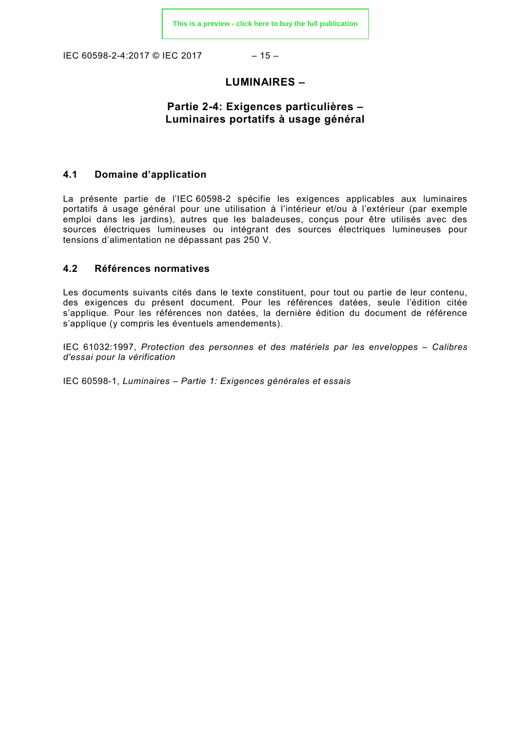# LUMINAIRES –

## Partie 2-4: Exigences particulières – Luminaires portatifs à usage général

### 4.1 Domaine d'application

La présente partie de l'IEC 60598-2 spécifie les exigences applicables aux luminaires portatifs à usage général pour une utilisation à l'intérieur et/ou à l'extérieur (par exemple emploi dans les jardins), autres que les baladeuses, conçus pour être utilisés avec des sources électriques lumineuses ou intégrant des sources électriques lumineuses pour tensions d'alimentation ne dépassant pas 250 V.

### 4.2 Références normatives

Les documents suivants cités dans le texte constituent, pour tout ou partie de leur contenu, des exigences du présent document. Pour les références datées, seule l'édition citée s'applique. Pour les références non datées, la dernière édition du document de référence s'applique (y compris les éventuels amendements).

IEC 61032:1997, *Protection des personnes et des matériels par les enveloppes – Calibres d'essai pour la vérification*

IEC 60598-1, *Luminaires – Partie 1: Exigences générales et essais*